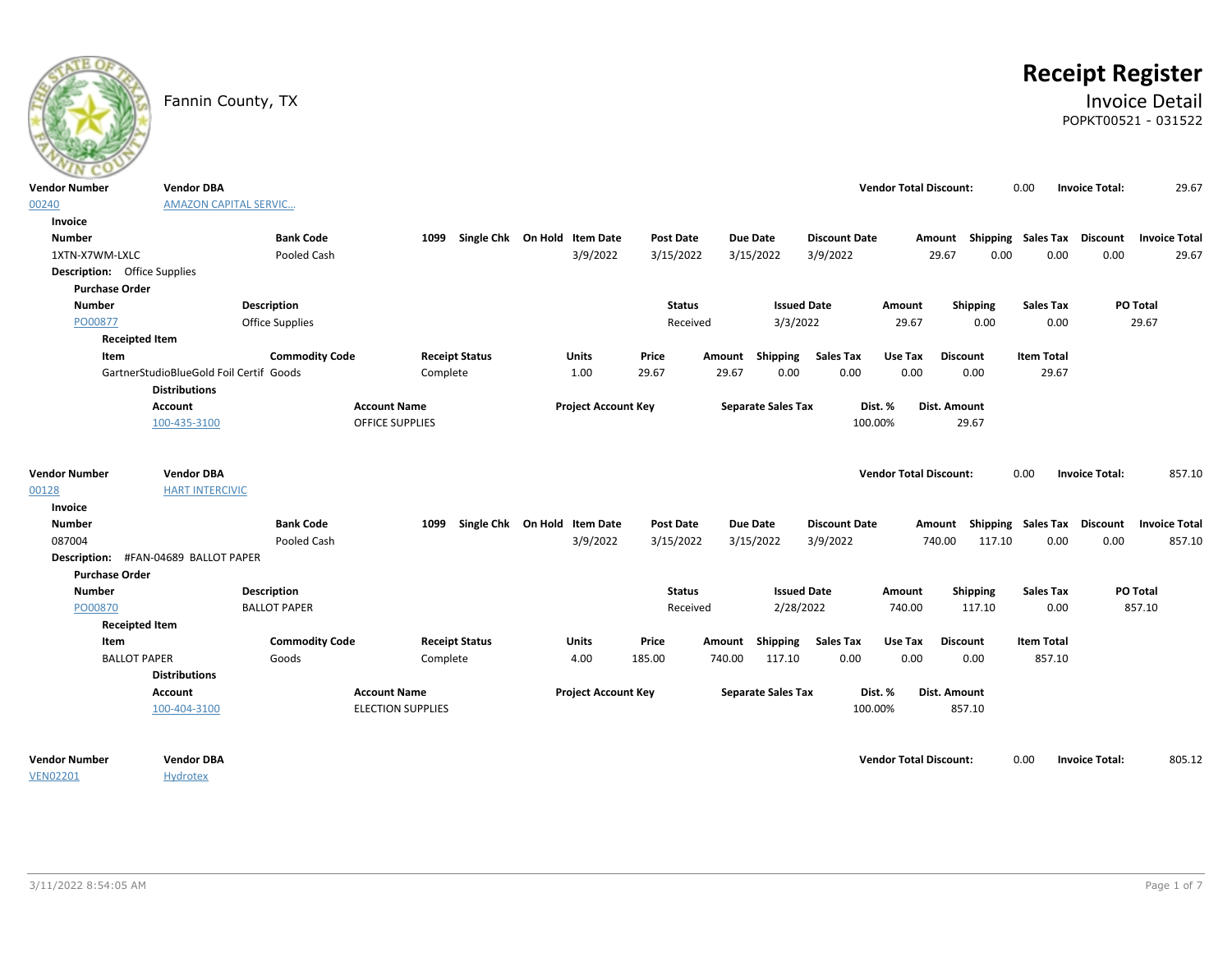Fannin County, TX

# Receipt Register

## Invoice Detail

POPKT00521 - 031522

| Vendor Number | Vendor DBA | Vendor Total Discount: | Invoice Total: |
|---|---|---|---|
| 00240 | AMAZON CAPITAL SERVIC... | 0.00 | 29.67 |

**Invoice**

| Number | Bank Code | 1099 | Single Chk | On Hold | Item Date | Post Date | Due Date | Discount Date | Amount | Shipping | Sales Tax | Discount | Invoice Total |
|---|---|---|---|---|---|---|---|---|---|---|---|---|---|
| 1XTN-X7WM-LXLC | Pooled Cash | | | | 3/9/2022 | 3/15/2022 | 3/15/2022 | 3/9/2022 | 29.67 | 0.00 | 0.00 | 0.00 | 29.67 |

**Description:** Office Supplies

**Purchase Order**

| Number | Description | Status | Issued Date | Amount | Shipping | Sales Tax | PO Total |
|---|---|---|---|---|---|---|---|
| PO00877 | Office Supplies | Received | 3/3/2022 | 29.67 | 0.00 | 0.00 | 29.67 |

**Receipted Item**

| Item | Commodity Code | Receipt Status | Units | Price | Amount | Shipping | Sales Tax | Use Tax | Discount | Item Total |
|---|---|---|---|---|---|---|---|---|---|---|
| GartnerStudioBlueGold Foil Certif | Goods | Complete | 1.00 | 29.67 | 29.67 | 0.00 | 0.00 | 0.00 | 0.00 | 29.67 |

**Distributions**

| Account | Account Name | Project Account Key | Separate Sales Tax | Dist. % | Dist. Amount |
|---|---|---|---|---|---|
| 100-435-3100 | OFFICE SUPPLIES | | | 100.00% | 29.67 |

| Vendor Number | Vendor DBA | Vendor Total Discount: | Invoice Total: |
|---|---|---|---|
| 00128 | HART INTERCIVIC | 0.00 | 857.10 |

**Invoice**

| Number | Bank Code | 1099 | Single Chk | On Hold | Item Date | Post Date | Due Date | Discount Date | Amount | Shipping | Sales Tax | Discount | Invoice Total |
|---|---|---|---|---|---|---|---|---|---|---|---|---|---|
| 087004 | Pooled Cash | | | | 3/9/2022 | 3/15/2022 | 3/15/2022 | 3/9/2022 | 740.00 | 117.10 | 0.00 | 0.00 | 857.10 |

**Description:** #FAN-04689 BALLOT PAPER

**Purchase Order**

| Number | Description | Status | Issued Date | Amount | Shipping | Sales Tax | PO Total |
|---|---|---|---|---|---|---|---|
| PO00870 | BALLOT PAPER | Received | 2/28/2022 | 740.00 | 117.10 | 0.00 | 857.10 |

**Receipted Item**

| Item | Commodity Code | Receipt Status | Units | Price | Amount | Shipping | Sales Tax | Use Tax | Discount | Item Total |
|---|---|---|---|---|---|---|---|---|---|---|
| BALLOT PAPER | Goods | Complete | 4.00 | 185.00 | 740.00 | 117.10 | 0.00 | 0.00 | 0.00 | 857.10 |

**Distributions**

| Account | Account Name | Project Account Key | Separate Sales Tax | Dist. % | Dist. Amount |
|---|---|---|---|---|---|
| 100-404-3100 | ELECTION SUPPLIES | | | 100.00% | 857.10 |

| Vendor Number | Vendor DBA | Vendor Total Discount: | Invoice Total: |
|---|---|---|---|
| VEN02201 | Hydrotex | 0.00 | 805.12 |

3/11/2022 8:54:05 AM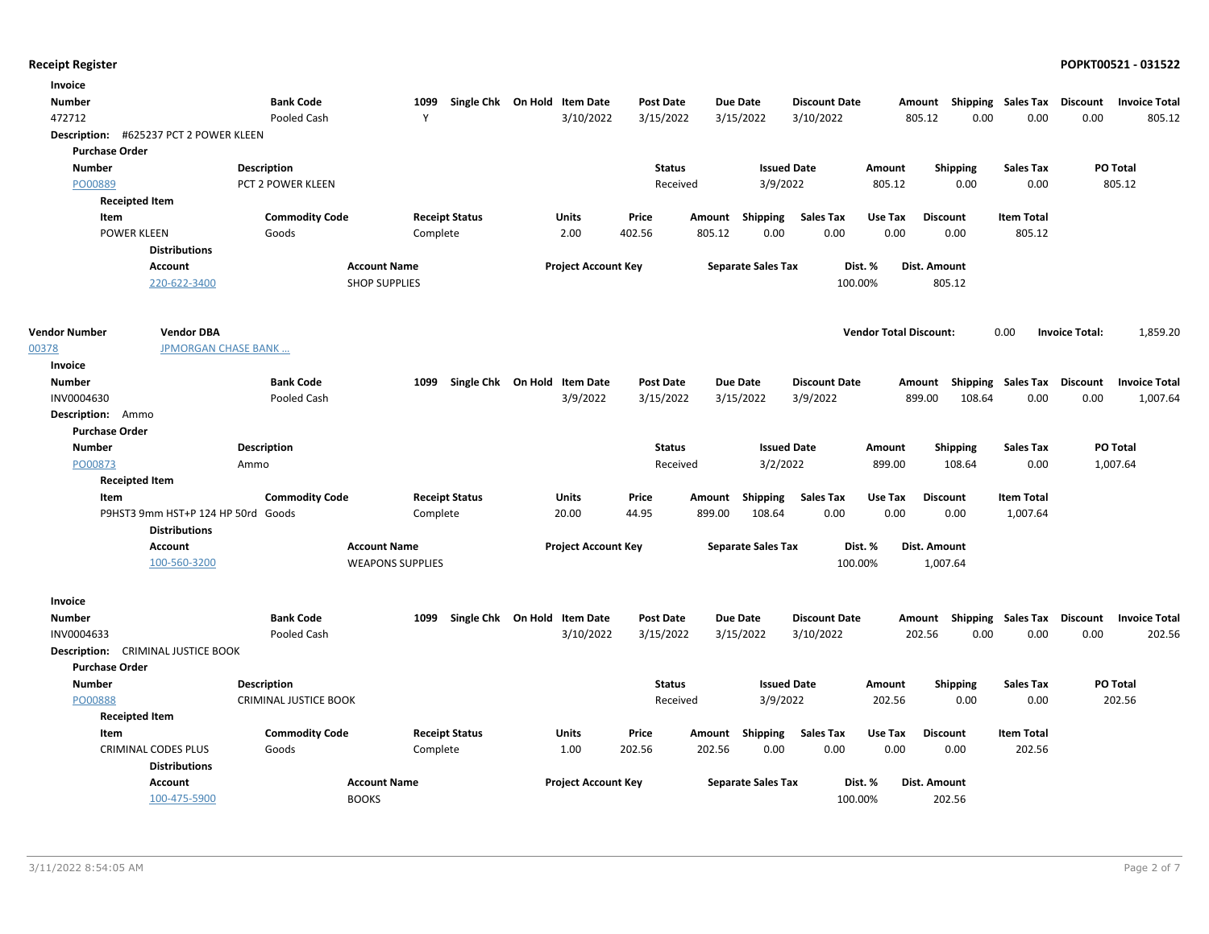**Receipt Register** **POPKT00521 - 031522**

**Invoice**

| Number | Bank Code | 1099 | Single Chk | On Hold | Item Date | Post Date | Due Date | Discount Date | Amount | Shipping | Sales Tax | Discount | Invoice Total |
|---|---|---|---|---|---|---|---|---|---|---|---|---|---|
| 472712 | Pooled Cash | Y | | | 3/10/2022 | 3/15/2022 | 3/15/2022 | 3/10/2022 | 805.12 | 0.00 | 0.00 | 0.00 | 805.12 |

**Description:** #625237 PCT 2 POWER KLEEN

**Purchase Order**

| Number | Description | Status | Issued Date | Amount | Shipping | Sales Tax | PO Total |
|---|---|---|---|---|---|---|---|
| PO00889 | PCT 2 POWER KLEEN | Received | 3/9/2022 | 805.12 | 0.00 | 0.00 | 805.12 |

**Receipted Item**

| Item | Commodity Code | Receipt Status | Units | Price | Amount | Shipping | Sales Tax | Use Tax | Discount | Item Total |
|---|---|---|---|---|---|---|---|---|---|---|
| POWER KLEEN | Goods | Complete | 2.00 | 402.56 | 805.12 | 0.00 | 0.00 | 0.00 | 0.00 | 805.12 |

**Distributions**

| Account | Account Name | Project Account Key | Separate Sales Tax | Dist. % | Dist. Amount |
|---|---|---|---|---|---|
| 220-622-3400 | SHOP SUPPLIES | | | 100.00% | 805.12 |

| Vendor Number | Vendor DBA | Vendor Total Discount: | 0.00 | Invoice Total: | 1,859.20 |
|---|---|---|---|---|---|
| 00378 | JPMORGAN CHASE BANK ... | | | | |

**Invoice**

| Number | Bank Code | 1099 | Single Chk | On Hold | Item Date | Post Date | Due Date | Discount Date | Amount | Shipping | Sales Tax | Discount | Invoice Total |
|---|---|---|---|---|---|---|---|---|---|---|---|---|---|
| INV0004630 | Pooled Cash | | | | 3/9/2022 | 3/15/2022 | 3/15/2022 | 3/9/2022 | 899.00 | 108.64 | 0.00 | 0.00 | 1,007.64 |

**Description:** Ammo

**Purchase Order**

| Number | Description | Status | Issued Date | Amount | Shipping | Sales Tax | PO Total |
|---|---|---|---|---|---|---|---|
| PO00873 | Ammo | Received | 3/2/2022 | 899.00 | 108.64 | 0.00 | 1,007.64 |

**Receipted Item**

| Item | Commodity Code | Receipt Status | Units | Price | Amount | Shipping | Sales Tax | Use Tax | Discount | Item Total |
|---|---|---|---|---|---|---|---|---|---|---|
| P9HST3 9mm HST+P 124 HP 50rd | Goods | Complete | 20.00 | 44.95 | 899.00 | 108.64 | 0.00 | 0.00 | 0.00 | 1,007.64 |

**Distributions**

| Account | Account Name | Project Account Key | Separate Sales Tax | Dist. % | Dist. Amount |
|---|---|---|---|---|---|
| 100-560-3200 | WEAPONS SUPPLIES | | | 100.00% | 1,007.64 |

**Invoice**

| Number | Bank Code | 1099 | Single Chk | On Hold | Item Date | Post Date | Due Date | Discount Date | Amount | Shipping | Sales Tax | Discount | Invoice Total |
|---|---|---|---|---|---|---|---|---|---|---|---|---|---|
| INV0004633 | Pooled Cash | | | | 3/10/2022 | 3/15/2022 | 3/15/2022 | 3/10/2022 | 202.56 | 0.00 | 0.00 | 0.00 | 202.56 |

**Description:** CRIMINAL JUSTICE BOOK

**Purchase Order**

| Number | Description | Status | Issued Date | Amount | Shipping | Sales Tax | PO Total |
|---|---|---|---|---|---|---|---|
| PO00888 | CRIMINAL JUSTICE BOOK | Received | 3/9/2022 | 202.56 | 0.00 | 0.00 | 202.56 |

**Receipted Item**

| Item | Commodity Code | Receipt Status | Units | Price | Amount | Shipping | Sales Tax | Use Tax | Discount | Item Total |
|---|---|---|---|---|---|---|---|---|---|---|
| CRIMINAL CODES PLUS | Goods | Complete | 1.00 | 202.56 | 202.56 | 0.00 | 0.00 | 0.00 | 0.00 | 202.56 |

**Distributions**

| Account | Account Name | Project Account Key | Separate Sales Tax | Dist. % | Dist. Amount |
|---|---|---|---|---|---|
| 100-475-5900 | BOOKS | | | 100.00% | 202.56 |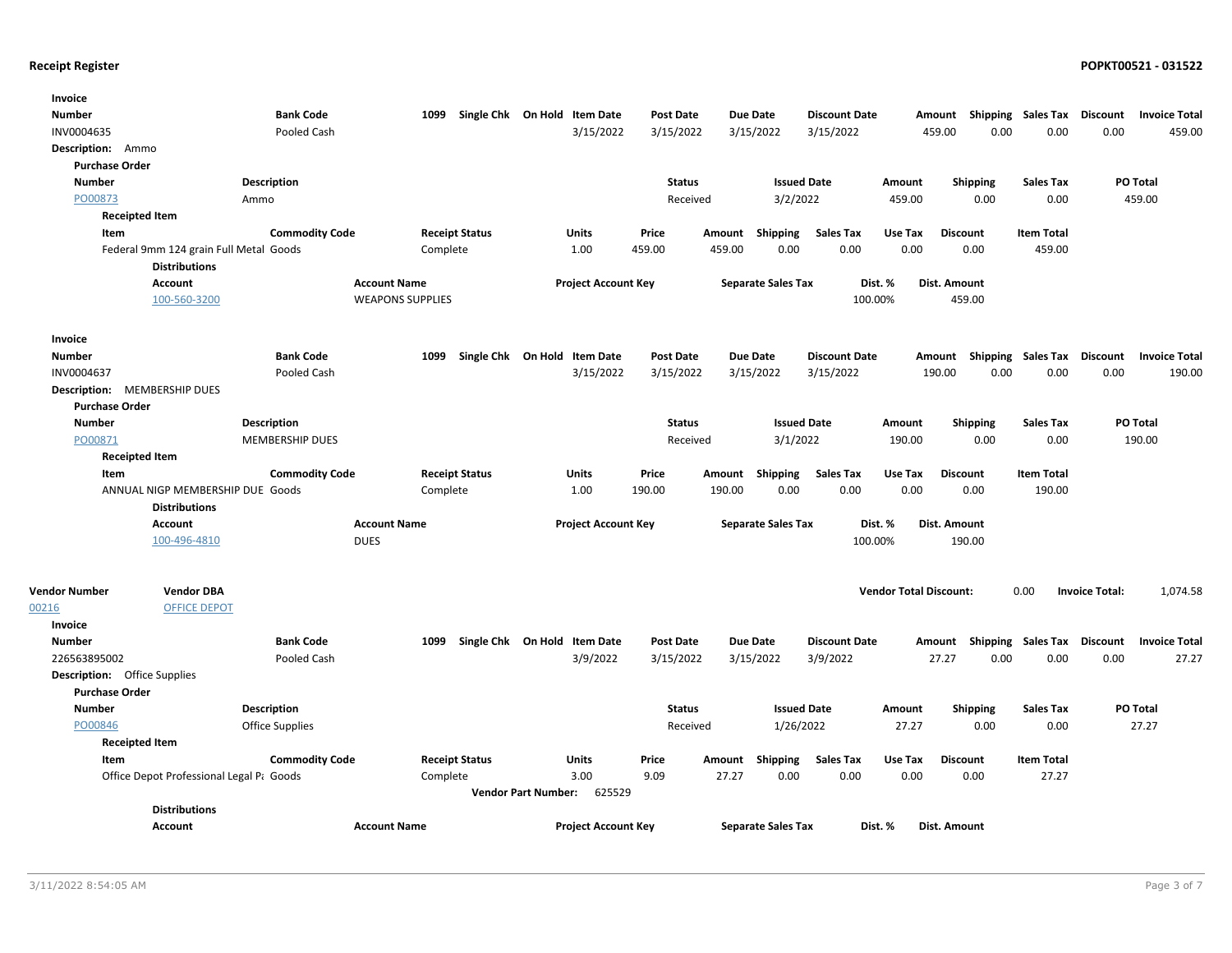**Invoice**

| Number | Bank Code | 1099 | Single Chk | On Hold | Item Date | Post Date | Due Date | Discount Date | Amount | Shipping | Sales Tax | Discount | Invoice Total |
|---|---|---|---|---|---|---|---|---|---|---|---|---|---|
| INV0004635 | Pooled Cash | | | | 3/15/2022 | 3/15/2022 | 3/15/2022 | 3/15/2022 | 459.00 | 0.00 | 0.00 | 0.00 | 459.00 |

**Description:** Ammo

**Purchase Order**

| Number | Description | Status | Issued Date | Amount | Shipping | Sales Tax | PO Total |
|---|---|---|---|---|---|---|---|
| PO00873 | Ammo | Received | 3/2/2022 | 459.00 | 0.00 | 0.00 | 459.00 |

**Receipted Item**

| Item | Commodity Code | Receipt Status | Units | Price | Amount | Shipping | Sales Tax | Use Tax | Discount | Item Total |
|---|---|---|---|---|---|---|---|---|---|---|
| Federal 9mm 124 grain Full Metal | Goods | Complete | 1.00 | 459.00 | 459.00 | 0.00 | 0.00 | 0.00 | 0.00 | 459.00 |

**Distributions**

| Account | Account Name | Project Account Key | Separate Sales Tax | Dist. % | Dist. Amount |
|---|---|---|---|---|---|
| 100-560-3200 | WEAPONS SUPPLIES | | | 100.00% | 459.00 |

**Invoice**

| Number | Bank Code | 1099 | Single Chk | On Hold | Item Date | Post Date | Due Date | Discount Date | Amount | Shipping | Sales Tax | Discount | Invoice Total |
|---|---|---|---|---|---|---|---|---|---|---|---|---|---|
| INV0004637 | Pooled Cash | | | | 3/15/2022 | 3/15/2022 | 3/15/2022 | 3/15/2022 | 190.00 | 0.00 | 0.00 | 0.00 | 190.00 |

**Description:** MEMBERSHIP DUES

**Purchase Order**

| Number | Description | Status | Issued Date | Amount | Shipping | Sales Tax | PO Total |
|---|---|---|---|---|---|---|---|
| PO00871 | MEMBERSHIP DUES | Received | 3/1/2022 | 190.00 | 0.00 | 0.00 | 190.00 |

**Receipted Item**

| Item | Commodity Code | Receipt Status | Units | Price | Amount | Shipping | Sales Tax | Use Tax | Discount | Item Total |
|---|---|---|---|---|---|---|---|---|---|---|
| ANNUAL NIGP MEMBERSHIP DUE | Goods | Complete | 1.00 | 190.00 | 190.00 | 0.00 | 0.00 | 0.00 | 0.00 | 190.00 |

**Distributions**

| Account | Account Name | Project Account Key | Separate Sales Tax | Dist. % | Dist. Amount |
|---|---|---|---|---|---|
| 100-496-4810 | DUES | | | 100.00% | 190.00 |

| Vendor Number | Vendor DBA | Vendor Total Discount: | Invoice Total: |
|---|---|---|---|
| 00216 | OFFICE DEPOT | 0.00 | 1,074.58 |

**Invoice**

| Number | Bank Code | 1099 | Single Chk | On Hold | Item Date | Post Date | Due Date | Discount Date | Amount | Shipping | Sales Tax | Discount | Invoice Total |
|---|---|---|---|---|---|---|---|---|---|---|---|---|---|
| 226563895002 | Pooled Cash | | | | 3/9/2022 | 3/15/2022 | 3/15/2022 | 3/9/2022 | 27.27 | 0.00 | 0.00 | 0.00 | 27.27 |

**Description:** Office Supplies

**Purchase Order**

| Number | Description | Status | Issued Date | Amount | Shipping | Sales Tax | PO Total |
|---|---|---|---|---|---|---|---|
| PO00846 | Office Supplies | Received | 1/26/2022 | 27.27 | 0.00 | 0.00 | 27.27 |

**Receipted Item**

| Item | Commodity Code | Receipt Status | Units | Price | Amount | Shipping | Sales Tax | Use Tax | Discount | Item Total |
|---|---|---|---|---|---|---|---|---|---|---|
| Office Depot Professional Legal Pa | Goods | Complete | 3.00 | 9.09 | 27.27 | 0.00 | 0.00 | 0.00 | 0.00 | 27.27 |

**Vendor Part Number:** 625529

**Distributions**

| Account | Account Name | Project Account Key | Separate Sales Tax | Dist. % | Dist. Amount |
|---|---|---|---|---|---|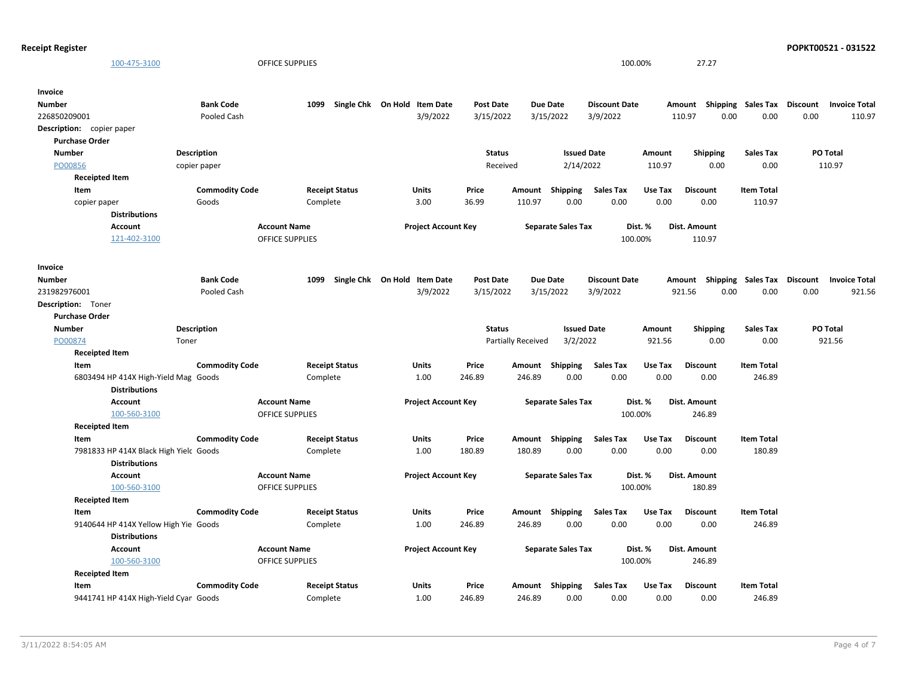| Account | Account Name | Project Account Key | Separate Sales Tax | Dist. % | Dist. Amount |
|---|---|---|---|---|---|
| 100-475-3100 | OFFICE SUPPLIES | | | 100.00% | 27.27 |

**Invoice**

| Number | Bank Code | 1099 | Single Chk | On Hold | Item Date | Post Date | Due Date | Discount Date | Amount | Shipping | Sales Tax | Discount | Invoice Total |
|---|---|---|---|---|---|---|---|---|---|---|---|---|---|
| 226850209001 | Pooled Cash | | | | 3/9/2022 | 3/15/2022 | 3/15/2022 | 3/9/2022 | 110.97 | 0.00 | 0.00 | 0.00 | 110.97 |

**Description:** copier paper

**Purchase Order**

| Number | Description | Status | Issued Date | Amount | Shipping | Sales Tax | PO Total |
|---|---|---|---|---|---|---|---|
| PO00856 | copier paper | Received | 2/14/2022 | 110.97 | 0.00 | 0.00 | 110.97 |

**Receipted Item**

| Item | Commodity Code | Receipt Status | Units | Price | Amount | Shipping | Sales Tax | Use Tax | Discount | Item Total |
|---|---|---|---|---|---|---|---|---|---|---|
| copier paper | Goods | Complete | 3.00 | 36.99 | 110.97 | 0.00 | 0.00 | 0.00 | 0.00 | 110.97 |

**Distributions**

| Account | Account Name | Project Account Key | Separate Sales Tax | Dist. % | Dist. Amount |
|---|---|---|---|---|---|
| 121-402-3100 | OFFICE SUPPLIES | | | 100.00% | 110.97 |

**Invoice**

| Number | Bank Code | 1099 | Single Chk | On Hold | Item Date | Post Date | Due Date | Discount Date | Amount | Shipping | Sales Tax | Discount | Invoice Total |
|---|---|---|---|---|---|---|---|---|---|---|---|---|---|
| 231982976001 | Pooled Cash | | | | 3/9/2022 | 3/15/2022 | 3/15/2022 | 3/9/2022 | 921.56 | 0.00 | 0.00 | 0.00 | 921.56 |

**Description:** Toner

**Purchase Order**

| Number | Description | Status | Issued Date | Amount | Shipping | Sales Tax | PO Total |
|---|---|---|---|---|---|---|---|
| PO00874 | Toner | Partially Received | 3/2/2022 | 921.56 | 0.00 | 0.00 | 921.56 |

**Receipted Item**

| Item | Commodity Code | Receipt Status | Units | Price | Amount | Shipping | Sales Tax | Use Tax | Discount | Item Total |
|---|---|---|---|---|---|---|---|---|---|---|
| 6803494 HP 414X High-Yield Mag | Goods | Complete | 1.00 | 246.89 | 246.89 | 0.00 | 0.00 | 0.00 | 0.00 | 246.89 |

**Distributions**

| Account | Account Name | Project Account Key | Separate Sales Tax | Dist. % | Dist. Amount |
|---|---|---|---|---|---|
| 100-560-3100 | OFFICE SUPPLIES | | | 100.00% | 246.89 |

**Receipted Item**

| Item | Commodity Code | Receipt Status | Units | Price | Amount | Shipping | Sales Tax | Use Tax | Discount | Item Total |
|---|---|---|---|---|---|---|---|---|---|---|
| 7981833 HP 414X Black High Yielc | Goods | Complete | 1.00 | 180.89 | 180.89 | 0.00 | 0.00 | 0.00 | 0.00 | 180.89 |

**Distributions**

| Account | Account Name | Project Account Key | Separate Sales Tax | Dist. % | Dist. Amount |
|---|---|---|---|---|---|
| 100-560-3100 | OFFICE SUPPLIES | | | 100.00% | 180.89 |

**Receipted Item**

| Item | Commodity Code | Receipt Status | Units | Price | Amount | Shipping | Sales Tax | Use Tax | Discount | Item Total |
|---|---|---|---|---|---|---|---|---|---|---|
| 9140644 HP 414X Yellow High Yie | Goods | Complete | 1.00 | 246.89 | 246.89 | 0.00 | 0.00 | 0.00 | 0.00 | 246.89 |

**Distributions**

| Account | Account Name | Project Account Key | Separate Sales Tax | Dist. % | Dist. Amount |
|---|---|---|---|---|---|
| 100-560-3100 | OFFICE SUPPLIES | | | 100.00% | 246.89 |

**Receipted Item**

| Item | Commodity Code | Receipt Status | Units | Price | Amount | Shipping | Sales Tax | Use Tax | Discount | Item Total |
|---|---|---|---|---|---|---|---|---|---|---|
| 9441741 HP 414X High-Yield Cyar | Goods | Complete | 1.00 | 246.89 | 246.89 | 0.00 | 0.00 | 0.00 | 0.00 | 246.89 |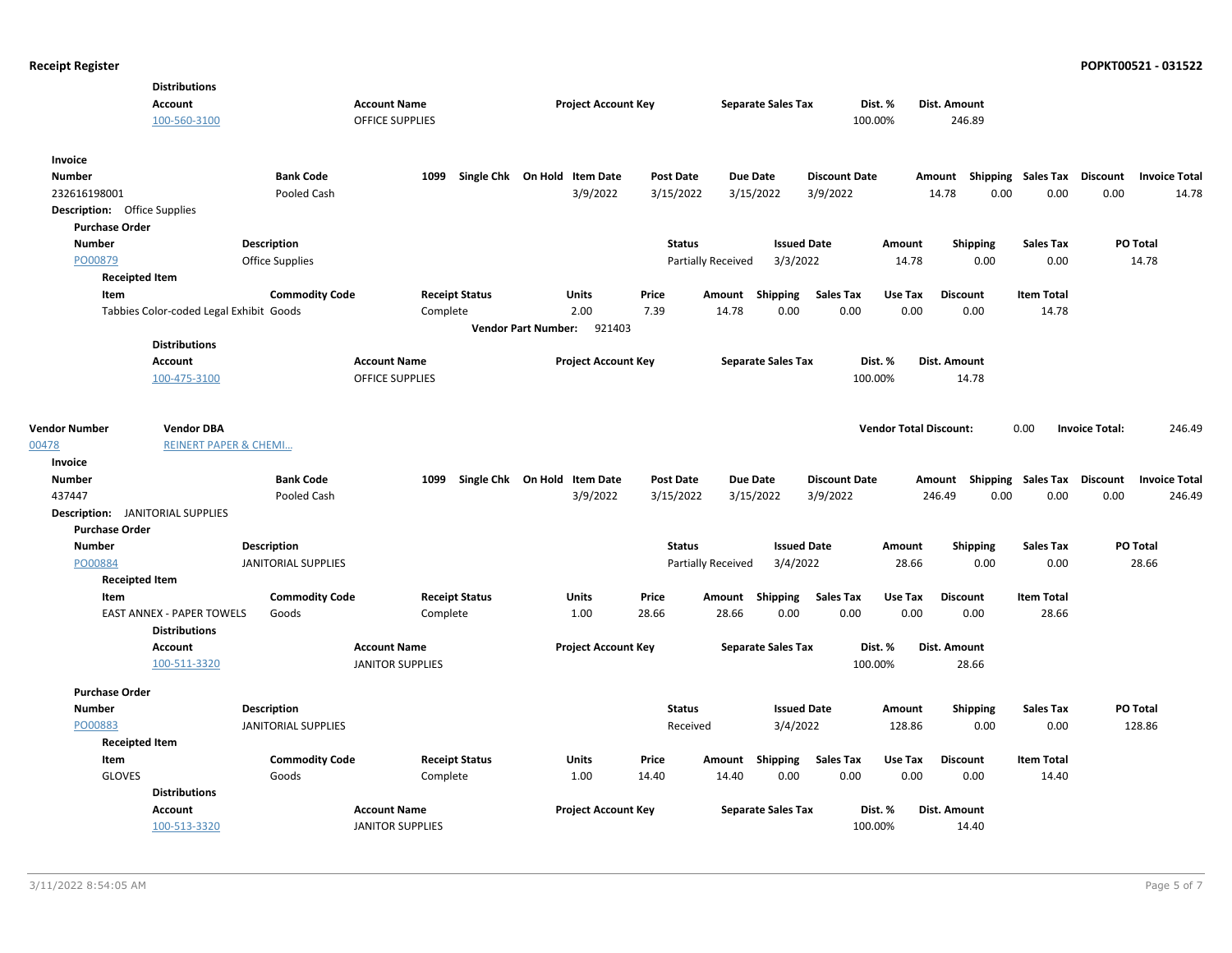**Distributions**

| Account | Account Name | Project Account Key | Separate Sales Tax | Dist. % | Dist. Amount |
|---|---|---|---|---|---|
| 100-560-3100 | OFFICE SUPPLIES | | | 100.00% | 246.89 |

**Invoice**

| Number | Bank Code | 1099 | Single Chk | On Hold | Item Date | Post Date | Due Date | Discount Date | Amount | Shipping | Sales Tax | Discount | Invoice Total |
|---|---|---|---|---|---|---|---|---|---|---|---|---|---|
| 232616198001 | Pooled Cash | | | | 3/9/2022 | 3/15/2022 | 3/15/2022 | 3/9/2022 | 14.78 | 0.00 | 0.00 | 0.00 | 14.78 |

**Description:** Office Supplies

**Purchase Order**

| Number | Description | Status | Issued Date | Amount | Shipping | Sales Tax | PO Total |
|---|---|---|---|---|---|---|---|
| PO00879 | Office Supplies | Partially Received | 3/3/2022 | 14.78 | 0.00 | 0.00 | 14.78 |

**Receipted Item**

| Item | Commodity Code | Receipt Status | Units | Price | Amount | Shipping | Sales Tax | Use Tax | Discount | Item Total |
|---|---|---|---|---|---|---|---|---|---|---|
| Tabbies Color-coded Legal Exhibit | Goods | Complete | 2.00 | 7.39 | 14.78 | 0.00 | 0.00 | 0.00 | 0.00 | 14.78 |

**Vendor Part Number:** 921403

**Distributions**

| Account | Account Name | Project Account Key | Separate Sales Tax | Dist. % | Dist. Amount |
|---|---|---|---|---|---|
| 100-475-3100 | OFFICE SUPPLIES | | | 100.00% | 14.78 |

| Vendor Number | Vendor DBA | Vendor Total Discount: | 0.00 | Invoice Total: | 246.49 |
|---|---|---|---|---|---|
| 00478 | REINERT PAPER & CHEMI... | | | | |

**Invoice**

| Number | Bank Code | 1099 | Single Chk | On Hold | Item Date | Post Date | Due Date | Discount Date | Amount | Shipping | Sales Tax | Discount | Invoice Total |
|---|---|---|---|---|---|---|---|---|---|---|---|---|---|
| 437447 | Pooled Cash | | | | 3/9/2022 | 3/15/2022 | 3/15/2022 | 3/9/2022 | 246.49 | 0.00 | 0.00 | 0.00 | 246.49 |

**Description:** JANITORIAL SUPPLIES

**Purchase Order**

| Number | Description | Status | Issued Date | Amount | Shipping | Sales Tax | PO Total |
|---|---|---|---|---|---|---|---|
| PO00884 | JANITORIAL SUPPLIES | Partially Received | 3/4/2022 | 28.66 | 0.00 | 0.00 | 28.66 |

**Receipted Item**

| Item | Commodity Code | Receipt Status | Units | Price | Amount | Shipping | Sales Tax | Use Tax | Discount | Item Total |
|---|---|---|---|---|---|---|---|---|---|---|
| EAST ANNEX - PAPER TOWELS | Goods | Complete | 1.00 | 28.66 | 28.66 | 0.00 | 0.00 | 0.00 | 0.00 | 28.66 |

**Distributions**

| Account | Account Name | Project Account Key | Separate Sales Tax | Dist. % | Dist. Amount |
|---|---|---|---|---|---|
| 100-511-3320 | JANITOR SUPPLIES | | | 100.00% | 28.66 |

**Purchase Order**

| Number | Description | Status | Issued Date | Amount | Shipping | Sales Tax | PO Total |
|---|---|---|---|---|---|---|---|
| PO00883 | JANITORIAL SUPPLIES | Received | 3/4/2022 | 128.86 | 0.00 | 0.00 | 128.86 |

**Receipted Item**

| Item | Commodity Code | Receipt Status | Units | Price | Amount | Shipping | Sales Tax | Use Tax | Discount | Item Total |
|---|---|---|---|---|---|---|---|---|---|---|
| GLOVES | Goods | Complete | 1.00 | 14.40 | 14.40 | 0.00 | 0.00 | 0.00 | 0.00 | 14.40 |

**Distributions**

| Account | Account Name | Project Account Key | Separate Sales Tax | Dist. % | Dist. Amount |
|---|---|---|---|---|---|
| 100-513-3320 | JANITOR SUPPLIES | | | 100.00% | 14.40 |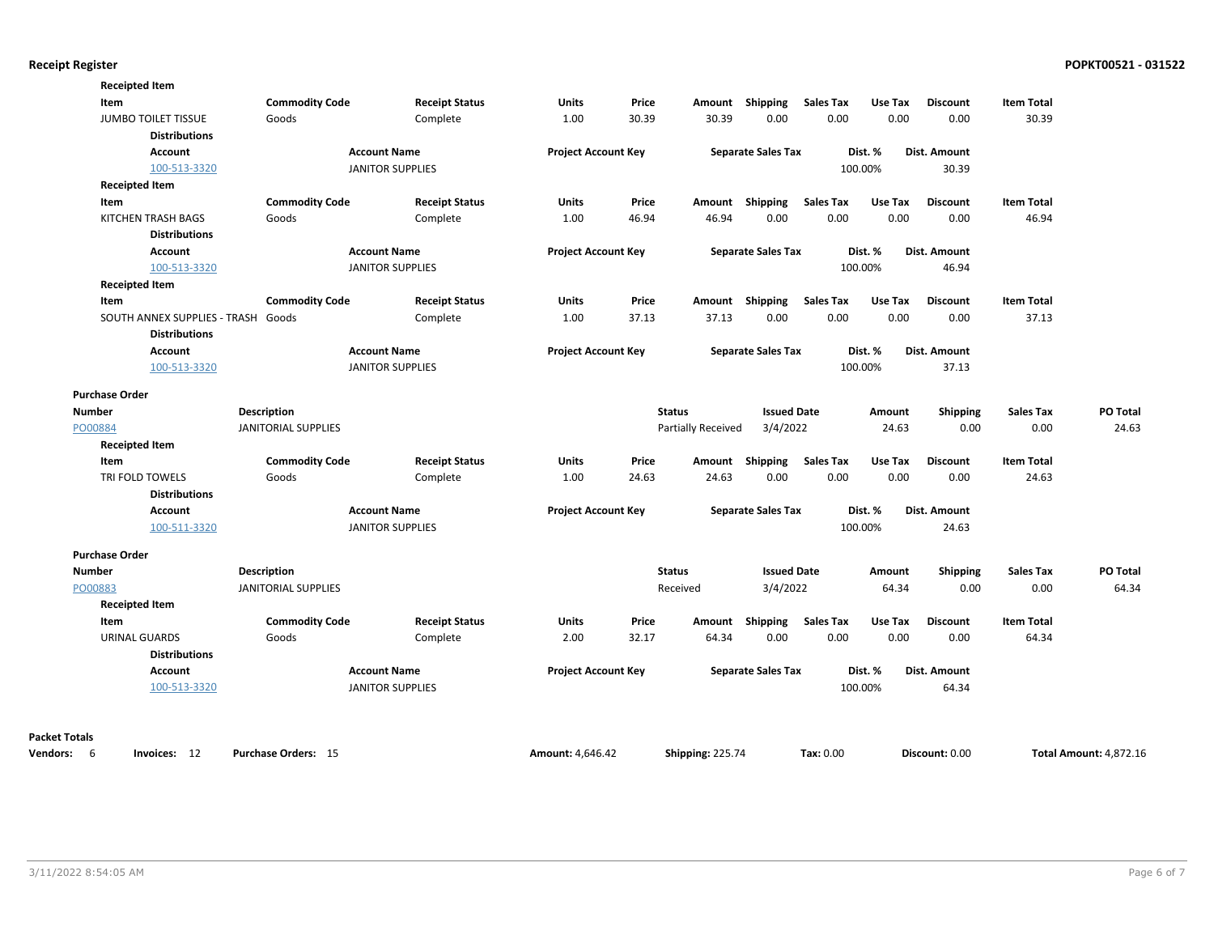**Receipted Item**

| Item | Commodity Code | Receipt Status | Units | Price | Amount | Shipping | Sales Tax | Use Tax | Discount | Item Total |
|---|---|---|---|---|---|---|---|---|---|---|
| JUMBO TOILET TISSUE | Goods | Complete | 1.00 | 30.39 | 30.39 | 0.00 | 0.00 | 0.00 | 0.00 | 30.39 |

**Distributions**

| Account | Account Name | Project Account Key | Separate Sales Tax | Dist. % | Dist. Amount |
|---|---|---|---|---|---|
| 100-513-3320 | JANITOR SUPPLIES | | | 100.00% | 30.39 |

**Receipted Item**

| Item | Commodity Code | Receipt Status | Units | Price | Amount | Shipping | Sales Tax | Use Tax | Discount | Item Total |
|---|---|---|---|---|---|---|---|---|---|---|
| KITCHEN TRASH BAGS | Goods | Complete | 1.00 | 46.94 | 46.94 | 0.00 | 0.00 | 0.00 | 0.00 | 46.94 |

**Distributions**

| Account | Account Name | Project Account Key | Separate Sales Tax | Dist. % | Dist. Amount |
|---|---|---|---|---|---|
| 100-513-3320 | JANITOR SUPPLIES | | | 100.00% | 46.94 |

**Receipted Item**

| Item | Commodity Code | Receipt Status | Units | Price | Amount | Shipping | Sales Tax | Use Tax | Discount | Item Total |
|---|---|---|---|---|---|---|---|---|---|---|
| SOUTH ANNEX SUPPLIES - TRASH | Goods | Complete | 1.00 | 37.13 | 37.13 | 0.00 | 0.00 | 0.00 | 0.00 | 37.13 |

**Distributions**

| Account | Account Name | Project Account Key | Separate Sales Tax | Dist. % | Dist. Amount |
|---|---|---|---|---|---|
| 100-513-3320 | JANITOR SUPPLIES | | | 100.00% | 37.13 |

**Purchase Order**

| Number | Description | Status | Issued Date | Amount | Shipping | Sales Tax | PO Total |
|---|---|---|---|---|---|---|---|
| PO00884 | JANITORIAL SUPPLIES | Partially Received | 3/4/2022 | 24.63 | 0.00 | 0.00 | 24.63 |

**Receipted Item**

| Item | Commodity Code | Receipt Status | Units | Price | Amount | Shipping | Sales Tax | Use Tax | Discount | Item Total |
|---|---|---|---|---|---|---|---|---|---|---|
| TRI FOLD TOWELS | Goods | Complete | 1.00 | 24.63 | 24.63 | 0.00 | 0.00 | 0.00 | 0.00 | 24.63 |

**Distributions**

| Account | Account Name | Project Account Key | Separate Sales Tax | Dist. % | Dist. Amount |
|---|---|---|---|---|---|
| 100-511-3320 | JANITOR SUPPLIES | | | 100.00% | 24.63 |

**Purchase Order**

| Number | Description | Status | Issued Date | Amount | Shipping | Sales Tax | PO Total |
|---|---|---|---|---|---|---|---|
| PO00883 | JANITORIAL SUPPLIES | Received | 3/4/2022 | 64.34 | 0.00 | 0.00 | 64.34 |

**Receipted Item**

| Item | Commodity Code | Receipt Status | Units | Price | Amount | Shipping | Sales Tax | Use Tax | Discount | Item Total |
|---|---|---|---|---|---|---|---|---|---|---|
| URINAL GUARDS | Goods | Complete | 2.00 | 32.17 | 64.34 | 0.00 | 0.00 | 0.00 | 0.00 | 64.34 |

**Distributions**

| Account | Account Name | Project Account Key | Separate Sales Tax | Dist. % | Dist. Amount |
|---|---|---|---|---|---|
| 100-513-3320 | JANITOR SUPPLIES | | | 100.00% | 64.34 |

**Packet Totals**

**Vendors:** 6 **Invoices:** 12 **Purchase Orders:** 15 **Amount:** 4,646.42 **Shipping:** 225.74 **Tax:** 0.00 **Discount:** 0.00 **Total Amount:** 4,872.16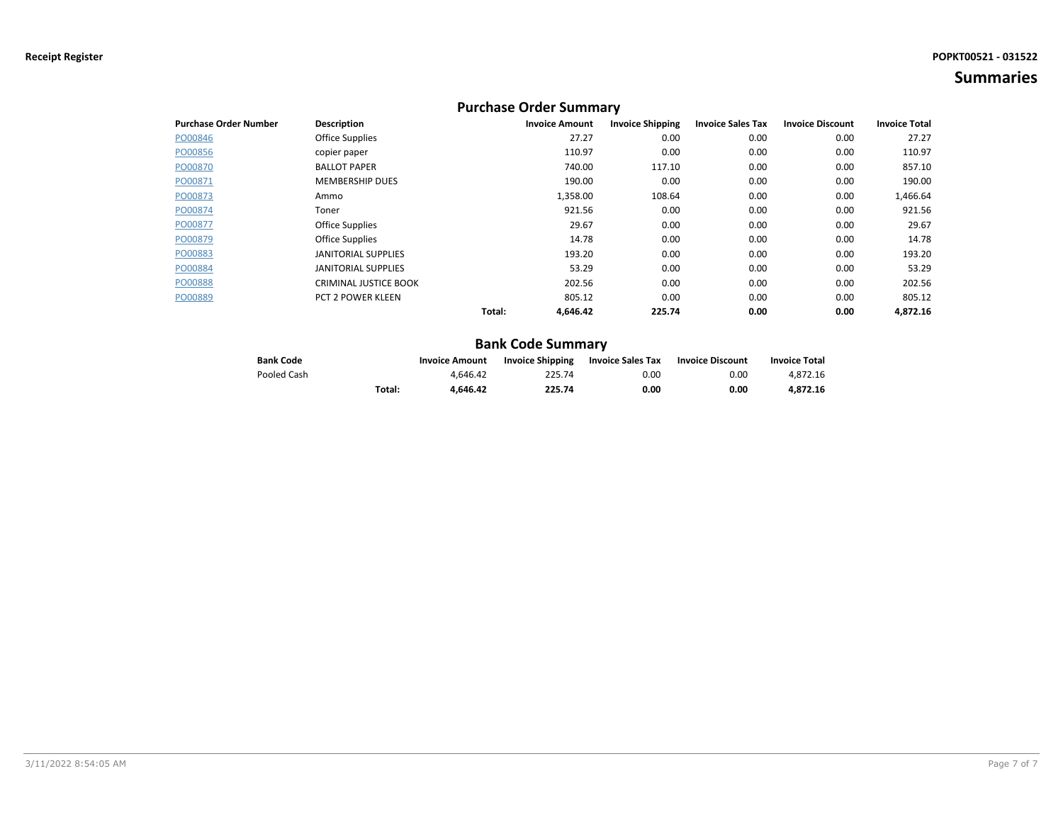**Receipt Register**

**POPKT00521 - 031522**

# Summaries

## Purchase Order Summary

| Purchase Order Number | Description | | Invoice Amount | Invoice Shipping | Invoice Sales Tax | Invoice Discount | Invoice Total |
|---|---|---|---|---|---|---|---|
| PO00846 | Office Supplies | | 27.27 | 0.00 | 0.00 | 0.00 | 27.27 |
| PO00856 | copier paper | | 110.97 | 0.00 | 0.00 | 0.00 | 110.97 |
| PO00870 | BALLOT PAPER | | 740.00 | 117.10 | 0.00 | 0.00 | 857.10 |
| PO00871 | MEMBERSHIP DUES | | 190.00 | 0.00 | 0.00 | 0.00 | 190.00 |
| PO00873 | Ammo | | 1,358.00 | 108.64 | 0.00 | 0.00 | 1,466.64 |
| PO00874 | Toner | | 921.56 | 0.00 | 0.00 | 0.00 | 921.56 |
| PO00877 | Office Supplies | | 29.67 | 0.00 | 0.00 | 0.00 | 29.67 |
| PO00879 | Office Supplies | | 14.78 | 0.00 | 0.00 | 0.00 | 14.78 |
| PO00883 | JANITORIAL SUPPLIES | | 193.20 | 0.00 | 0.00 | 0.00 | 193.20 |
| PO00884 | JANITORIAL SUPPLIES | | 53.29 | 0.00 | 0.00 | 0.00 | 53.29 |
| PO00888 | CRIMINAL JUSTICE BOOK | | 202.56 | 0.00 | 0.00 | 0.00 | 202.56 |
| PO00889 | PCT 2 POWER KLEEN | | 805.12 | 0.00 | 0.00 | 0.00 | 805.12 |
| | | **Total:** | **4,646.42** | **225.74** | **0.00** | **0.00** | **4,872.16** |

## Bank Code Summary

| Bank Code | | Invoice Amount | Invoice Shipping | Invoice Sales Tax | Invoice Discount | Invoice Total |
|---|---|---|---|---|---|---|
| Pooled Cash | | 4,646.42 | 225.74 | 0.00 | 0.00 | 4,872.16 |
| | **Total:** | **4,646.42** | **225.74** | **0.00** | **0.00** | **4,872.16** |

3/11/2022 8:54:05 AM